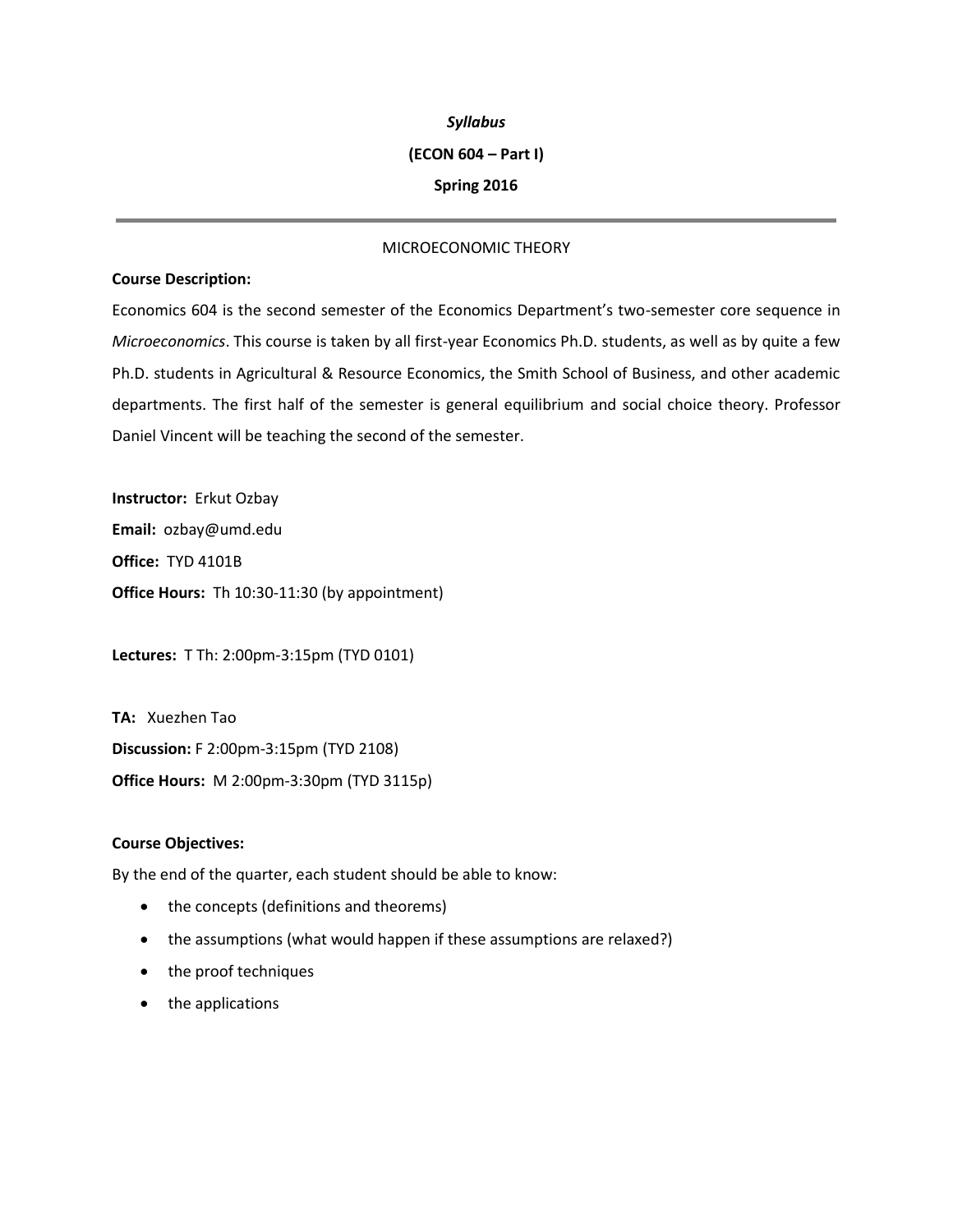***Syllabus***

**(ECON 604 – Part I)**

**Spring 2016**

---

MICROECONOMIC THEORY

**Course Description:**

Economics 604 is the second semester of the Economics Department's two-semester core sequence in *Microeconomics*. This course is taken by all first-year Economics Ph.D. students, as well as by quite a few Ph.D. students in Agricultural & Resource Economics, the Smith School of Business, and other academic departments. The first half of the semester is general equilibrium and social choice theory. Professor Daniel Vincent will be teaching the second of the semester.

**Instructor:** Erkut Ozbay

**Email:** ozbay@umd.edu

**Office:** TYD 4101B

**Office Hours:** Th 10:30-11:30 (by appointment)

**Lectures:** T Th: 2:00pm-3:15pm (TYD 0101)

**TA:** Xuezhen Tao

**Discussion:** F 2:00pm-3:15pm (TYD 2108)

**Office Hours:** M 2:00pm-3:30pm (TYD 3115p)

**Course Objectives:**

By the end of the quarter, each student should be able to know:

- the concepts (definitions and theorems)
- the assumptions (what would happen if these assumptions are relaxed?)
- the proof techniques
- the applications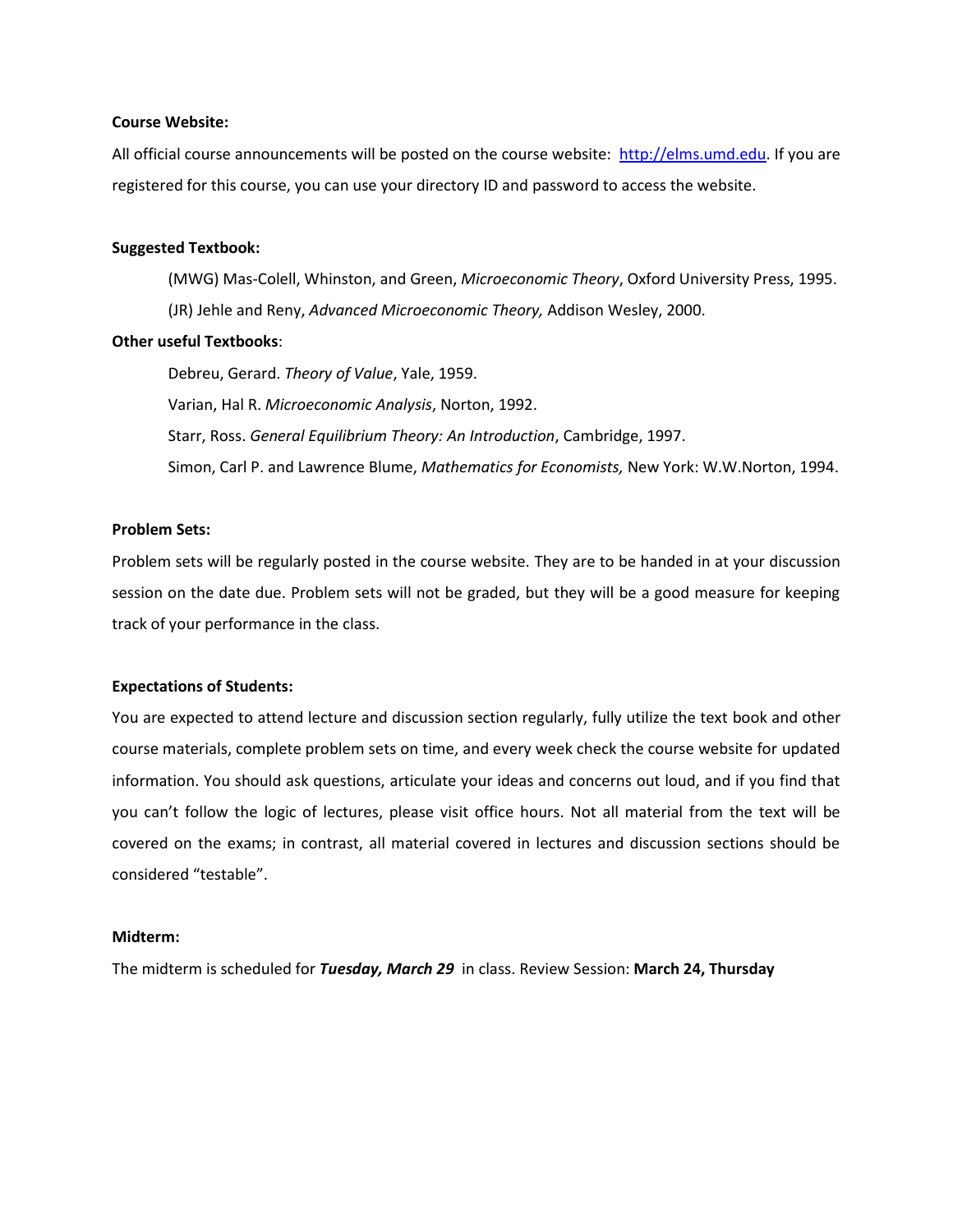**Course Website:**

All official course announcements will be posted on the course website: [http://elms.umd.edu](http://elms.umd.edu). If you are registered for this course, you can use your directory ID and password to access the website.

**Suggested Textbook:**

(MWG) Mas-Colell, Whinston, and Green, *Microeconomic Theory*, Oxford University Press, 1995.

(JR) Jehle and Reny, *Advanced Microeconomic Theory,* Addison Wesley, 2000.

**Other useful Textbooks**:

Debreu, Gerard. *Theory of Value*, Yale, 1959.

Varian, Hal R. *Microeconomic Analysis*, Norton, 1992.

Starr, Ross. *General Equilibrium Theory: An Introduction*, Cambridge, 1997.

Simon, Carl P. and Lawrence Blume, *Mathematics for Economists,* New York: W.W.Norton, 1994.

**Problem Sets:**

Problem sets will be regularly posted in the course website. They are to be handed in at your discussion session on the date due. Problem sets will not be graded, but they will be a good measure for keeping track of your performance in the class.

**Expectations of Students:**

You are expected to attend lecture and discussion section regularly, fully utilize the text book and other course materials, complete problem sets on time, and every week check the course website for updated information. You should ask questions, articulate your ideas and concerns out loud, and if you find that you can't follow the logic of lectures, please visit office hours. Not all material from the text will be covered on the exams; in contrast, all material covered in lectures and discussion sections should be considered "testable".

**Midterm:**

The midterm is scheduled for ***Tuesday, March 29*** in class. Review Session: **March 24, Thursday**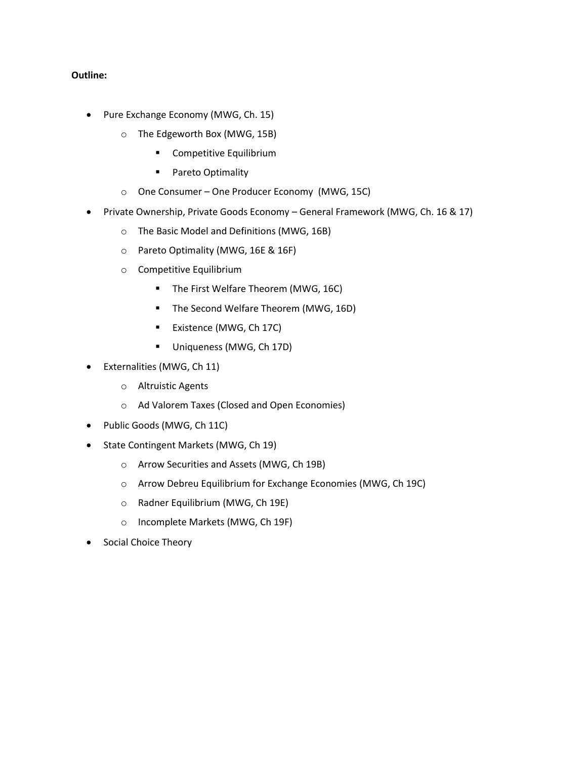**Outline:**

- Pure Exchange Economy (MWG, Ch. 15)
    - The Edgeworth Box (MWG, 15B)
        - Competitive Equilibrium
        - Pareto Optimality
    - One Consumer – One Producer Economy (MWG, 15C)
- Private Ownership, Private Goods Economy – General Framework (MWG, Ch. 16 & 17)
    - The Basic Model and Definitions (MWG, 16B)
    - Pareto Optimality (MWG, 16E & 16F)
    - Competitive Equilibrium
        - The First Welfare Theorem (MWG, 16C)
        - The Second Welfare Theorem (MWG, 16D)
        - Existence (MWG, Ch 17C)
        - Uniqueness (MWG, Ch 17D)
- Externalities (MWG, Ch 11)
    - Altruistic Agents
    - Ad Valorem Taxes (Closed and Open Economies)
- Public Goods (MWG, Ch 11C)
- State Contingent Markets (MWG, Ch 19)
    - Arrow Securities and Assets (MWG, Ch 19B)
    - Arrow Debreu Equilibrium for Exchange Economies (MWG, Ch 19C)
    - Radner Equilibrium (MWG, Ch 19E)
    - Incomplete Markets (MWG, Ch 19F)
- Social Choice Theory